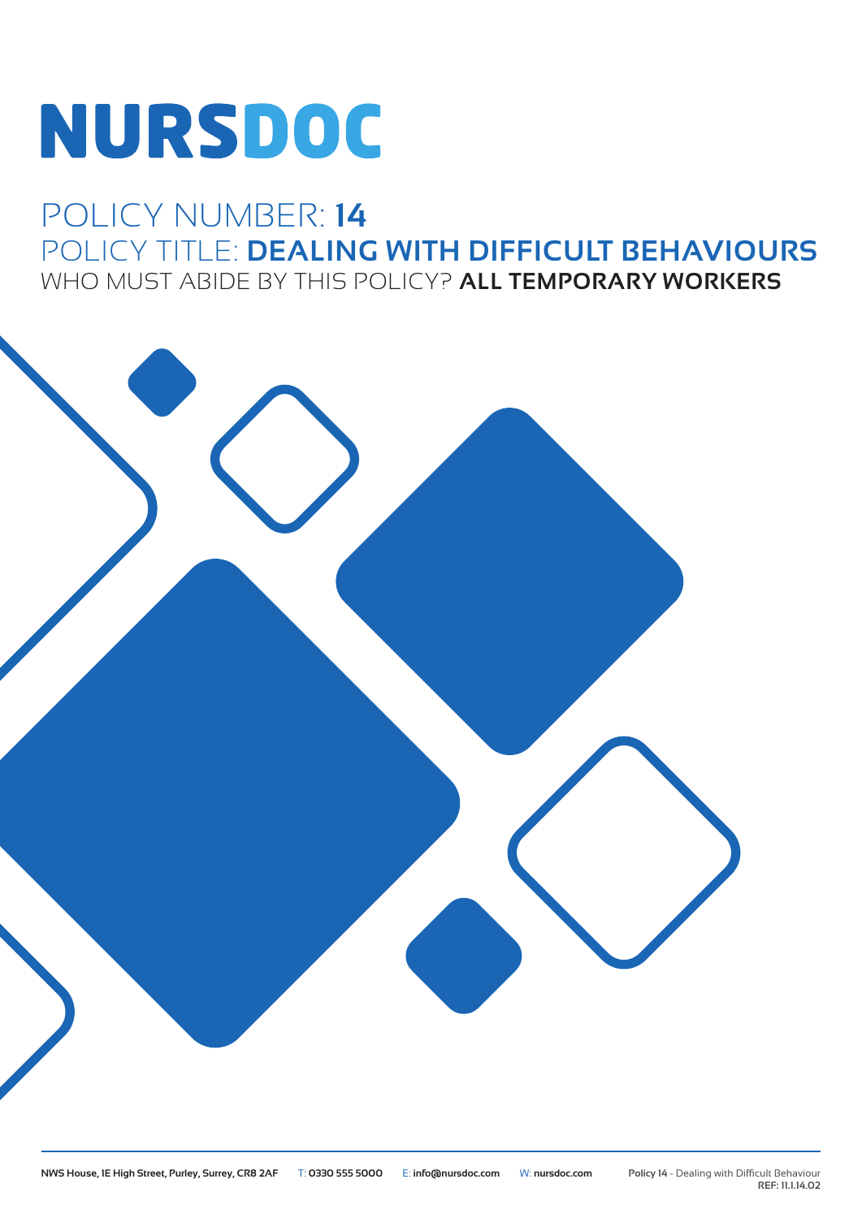# NURSDOC

POLICY NUMBER: **14**

POLICY TITLE: **DEALING WITH DIFFICULT BEHAVIOURS**

WHO MUST ABIDE BY THIS POLICY? **ALL TEMPORARY WORKERS**

NWS House, 1E High Street, Purley, Surrey, CR8 2AF T: 0330 555 5000 E: info@nursdoc.com W: nursdoc.com

**Policy 14** - Dealing with Difficult Behaviour
**REF: 11.1.14.02**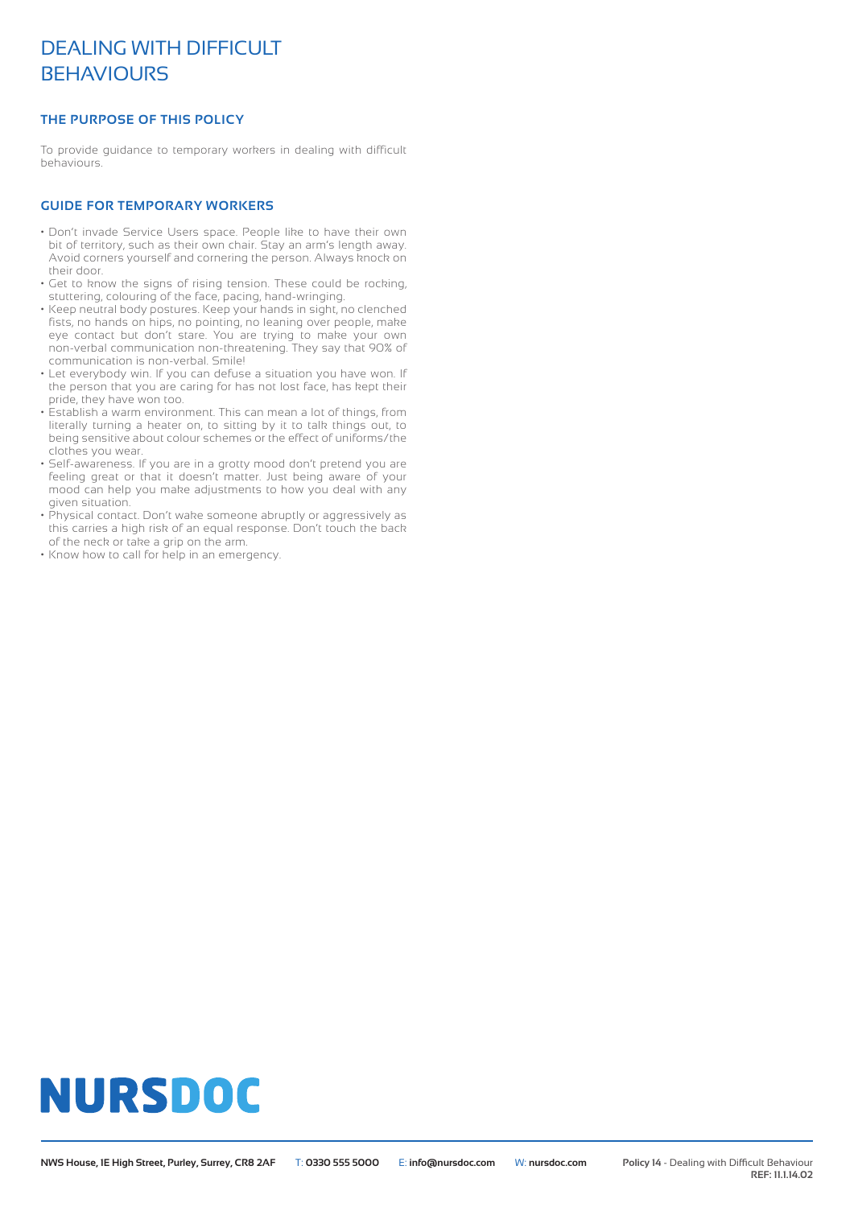# DEALING WITH DIFFICULT BEHAVIOURS

## THE PURPOSE OF THIS POLICY

To provide guidance to temporary workers in dealing with difficult behaviours.

## GUIDE FOR TEMPORARY WORKERS

- Don't invade Service Users space. People like to have their own bit of territory, such as their own chair. Stay an arm's length away. Avoid corners yourself and cornering the person. Always knock on their door.
- Get to know the signs of rising tension. These could be rocking, stuttering, colouring of the face, pacing, hand-wringing.
- Keep neutral body postures. Keep your hands in sight, no clenched fists, no hands on hips, no pointing, no leaning over people, make eye contact but don't stare. You are trying to make your own non-verbal communication non-threatening. They say that 90% of communication is non-verbal. Smile!
- Let everybody win. If you can defuse a situation you have won. If the person that you are caring for has not lost face, has kept their pride, they have won too.
- Establish a warm environment. This can mean a lot of things, from literally turning a heater on, to sitting by it to talk things out, to being sensitive about colour schemes or the effect of uniforms/the clothes you wear.
- Self-awareness. If you are in a grotty mood don't pretend you are feeling great or that it doesn't matter. Just being aware of your mood can help you make adjustments to how you deal with any given situation.
- Physical contact. Don't wake someone abruptly or aggressively as this carries a high risk of an equal response. Don't touch the back of the neck or take a grip on the arm.
- Know how to call for help in an emergency.

NURSDOC